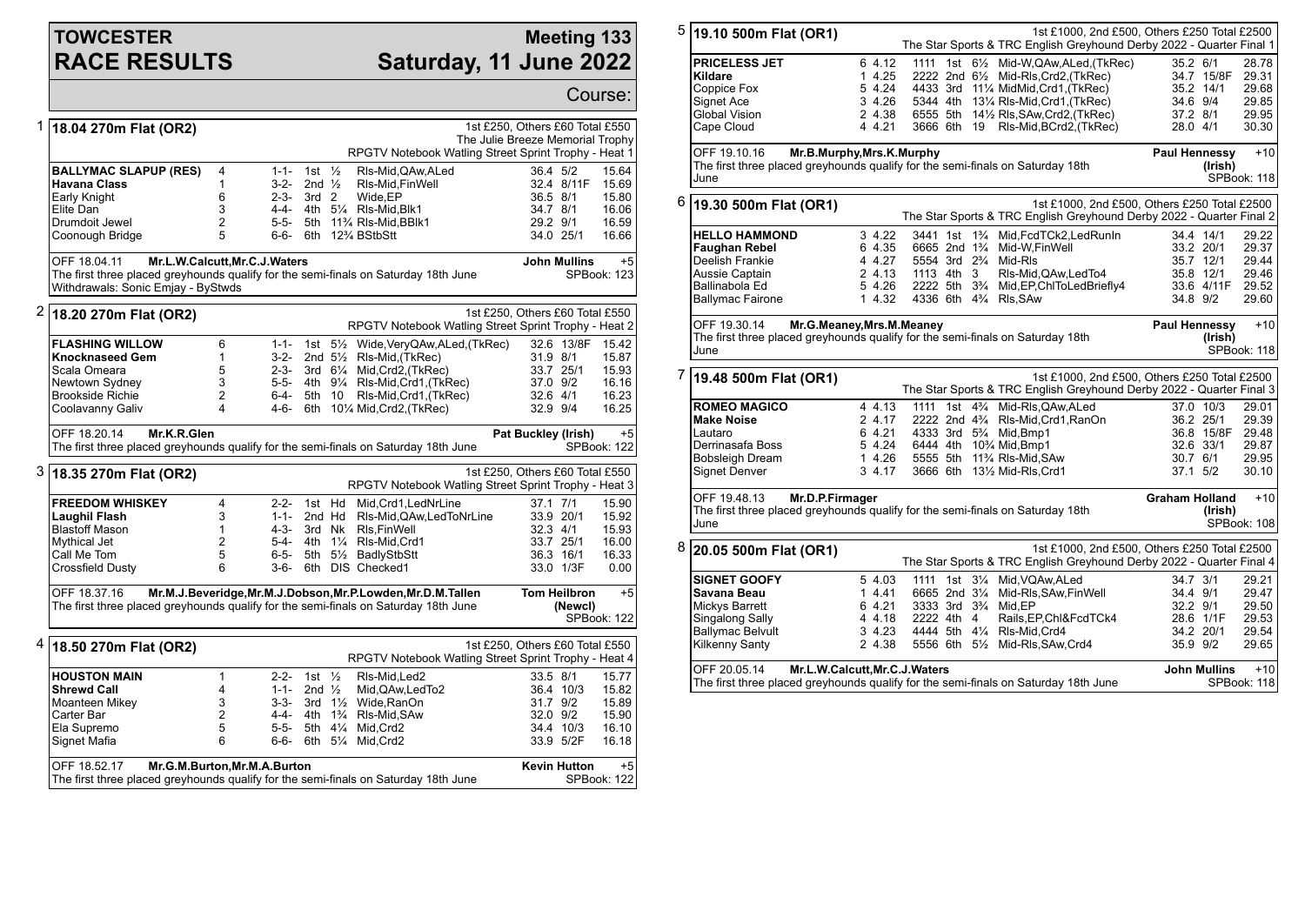# TOWCESTER RACE RESULTS

## Meeting 133
## Saturday, 11 June 2022

Course:

### 1 18.04 270m Flat (OR2)

1st £250, Others £60 Total £550
The Julie Breeze Memorial Trophy
RPGTV Notebook Watling Street Sprint Trophy - Heat 1

| Greyhound | Trap | Sectionals | Pos | Dist | Comments | Weight | SP | Time |
|---|---|---|---|---|---|---|---|---|
| **BALLYMAC SLAPUP (RES)** | 4 | 1-1- | 1st | ½ | Rls-Mid,QAw,ALed | 36.4 | 5/2 | 15.64 |
| **Havana Class** | 1 | 3-2- | 2nd | ½ | Rls-Mid,FinWell | 32.4 | 8/11F | 15.69 |
| Early Knight | 6 | 2-3- | 3rd | 2 | Wide,EP | 36.5 | 8/1 | 15.80 |
| Elite Dan | 3 | 4-4- | 4th | 5¼ | Rls-Mid,Blk1 | 34.7 | 8/1 | 16.06 |
| Drumdoit Jewel | 2 | 5-5- | 5th | 11¾ | Rls-Mid,BBlk1 | 29.2 | 9/1 | 16.59 |
| Coonough Bridge | 5 | 6-6- | 6th | 12¾ | BStbStt | 34.0 | 25/1 | 16.66 |

OFF 18.04.11 Mr.L.W.Calcutt,Mr.C.J.Waters — John Mullins +5
The first three placed greyhounds qualify for the semi-finals on Saturday 18th June — SPBook: 123
Withdrawals: Sonic Emjay - ByStwds

### 2 18.20 270m Flat (OR2)

1st £250, Others £60 Total £550
RPGTV Notebook Watling Street Sprint Trophy - Heat 2

| Greyhound | Trap | Sectionals | Pos | Dist | Comments | Weight | SP | Time |
|---|---|---|---|---|---|---|---|---|
| **FLASHING WILLOW** | 6 | 1-1- | 1st | 5½ | Wide,VeryQAw,ALed,(TkRec) | 32.6 | 13/8F | 15.42 |
| **Knocknaseed Gem** | 1 | 3-2- | 2nd | 5½ | Rls-Mid,(TkRec) | 31.9 | 8/1 | 15.87 |
| Scala Omeara | 5 | 2-3- | 3rd | 6¼ | Mid,Crd2,(TkRec) | 33.7 | 25/1 | 15.93 |
| Newtown Sydney | 3 | 5-5- | 4th | 9¼ | Rls-Mid,Crd1,(TkRec) | 37.0 | 9/2 | 16.16 |
| Brookside Richie | 2 | 6-4- | 5th | 10 | Rls-Mid,Crd1,(TkRec) | 32.6 | 4/1 | 16.23 |
| Coolavanny Galiv | 4 | 4-6- | 6th | 10¼ | Mid,Crd2,(TkRec) | 32.9 | 9/4 | 16.25 |

OFF 18.20.14 Mr.K.R.Glen — Pat Buckley (Irish) +5
The first three placed greyhounds qualify for the semi-finals on Saturday 18th June — SPBook: 122

### 3 18.35 270m Flat (OR2)

1st £250, Others £60 Total £550
RPGTV Notebook Watling Street Sprint Trophy - Heat 3

| Greyhound | Trap | Sectionals | Pos | Dist | Comments | Weight | SP | Time |
|---|---|---|---|---|---|---|---|---|
| **FREEDOM WHISKEY** | 4 | 2-2- | 1st | Hd | Mid,Crd1,LedNrLine | 37.1 | 7/1 | 15.90 |
| **Laughil Flash** | 3 | 1-1- | 2nd | Hd | Rls-Mid,QAw,LedToNrLine | 33.9 | 20/1 | 15.92 |
| Blastoff Mason | 1 | 4-3- | 3rd | Nk | Rls,FinWell | 32.3 | 4/1 | 15.93 |
| Mythical Jet | 2 | 5-4- | 4th | 1¼ | Rls-Mid,Crd1 | 33.7 | 25/1 | 16.00 |
| Call Me Tom | 5 | 6-5- | 5th | 5½ | BadlyStbStt | 36.3 | 16/1 | 16.33 |
| Crossfield Dusty | 6 | 3-6- | 6th | DIS | Checked1 | 33.0 | 1/3F | 0.00 |

OFF 18.37.16 Mr.M.J.Beveridge,Mr.M.J.Dobson,Mr.P.Lowden,Mr.D.M.Tallen — Tom Heilbron (Newcl) +5
The first three placed greyhounds qualify for the semi-finals on Saturday 18th June — SPBook: 122

### 4 18.50 270m Flat (OR2)

1st £250, Others £60 Total £550
RPGTV Notebook Watling Street Sprint Trophy - Heat 4

| Greyhound | Trap | Sectionals | Pos | Dist | Comments | Weight | SP | Time |
|---|---|---|---|---|---|---|---|---|
| **HOUSTON MAIN** | 1 | 2-2- | 1st | ½ | Rls-Mid,Led2 | 33.5 | 8/1 | 15.77 |
| **Shrewd Call** | 4 | 1-1- | 2nd | ½ | Mid,QAw,LedTo2 | 36.4 | 10/3 | 15.82 |
| Moanteen Mikey | 3 | 3-3- | 3rd | 1½ | Wide,RanOn | 31.7 | 9/2 | 15.89 |
| Carter Bar | 2 | 4-4- | 4th | 1¾ | Rls-Mid,SAw | 32.0 | 9/2 | 15.90 |
| Ela Supremo | 5 | 5-5- | 5th | 4¼ | Mid,Crd2 | 34.4 | 10/3 | 16.10 |
| Signet Mafia | 6 | 6-6- | 6th | 5¼ | Mid,Crd2 | 33.9 | 5/2F | 16.18 |

OFF 18.52.17 Mr.G.M.Burton,Mr.M.A.Burton — Kevin Hutton +5
The first three placed greyhounds qualify for the semi-finals on Saturday 18th June — SPBook: 122

### 5 19.10 500m Flat (OR1)

1st £1000, 2nd £500, Others £250 Total £2500
The Star Sports & TRC English Greyhound Derby 2022 - Quarter Final 1

| Greyhound | Trap | Sectionals | Pos | Dist | Comments | Weight | SP | Time |
|---|---|---|---|---|---|---|---|---|
| **PRICELESS JET** | 6 4.12 | 1111 | 1st | 6½ | Mid-W,QAw,ALed,(TkRec) | 35.2 | 6/1 | 28.78 |
| **Kildare** | 1 4.25 | 2222 | 2nd | 6½ | Mid-Rls,Crd2,(TkRec) | 34.7 | 15/8F | 29.31 |
| Coppice Fox | 5 4.24 | 4433 | 3rd | 11¼ | MidMid,Crd1,(TkRec) | 35.2 | 14/1 | 29.68 |
| Signet Ace | 3 4.26 | 5344 | 4th | 13¼ | Rls-Mid,Crd1,(TkRec) | 34.6 | 9/4 | 29.85 |
| Global Vision | 2 4.38 | 6555 | 5th | 14½ | Rls,SAw,Crd2,(TkRec) | 37.2 | 8/1 | 29.95 |
| Cape Cloud | 4 4.21 | 3666 | 6th | 19 | Rls-Mid,BCrd2,(TkRec) | 28.0 | 4/1 | 30.30 |

OFF 19.10.16 Mr.B.Murphy,Mrs.K.Murphy — Paul Hennessy (Irish) +10
The first three placed greyhounds qualify for the semi-finals on Saturday 18th June — SPBook: 118

### 6 19.30 500m Flat (OR1)

1st £1000, 2nd £500, Others £250 Total £2500
The Star Sports & TRC English Greyhound Derby 2022 - Quarter Final 2

| Greyhound | Trap | Sectionals | Pos | Dist | Comments | Weight | SP | Time |
|---|---|---|---|---|---|---|---|---|
| **HELLO HAMMOND** | 3 4.22 | 3441 | 1st | 1¾ | Mid,FcdTCk2,LedRunIn | 34.4 | 14/1 | 29.22 |
| **Faughan Rebel** | 6 4.35 | 6665 | 2nd | 1¾ | Mid-W,FinWell | 33.2 | 20/1 | 29.37 |
| Deelish Frankie | 4 4.27 | 5554 | 3rd | 2¾ | Mid-Rls | 35.7 | 12/1 | 29.44 |
| Aussie Captain | 2 4.13 | 1113 | 4th | 3 | Rls-Mid,QAw,LedTo4 | 35.8 | 12/1 | 29.46 |
| Ballinabola Ed | 5 4.26 | 2222 | 5th | 3¾ | Mid,EP,ChlToLedBriefly4 | 33.6 | 4/11F | 29.52 |
| Ballymac Fairone | 1 4.32 | 4336 | 6th | 4¾ | Rls,SAw | 34.8 | 9/2 | 29.60 |

OFF 19.30.14 Mr.G.Meaney,Mrs.M.Meaney — Paul Hennessy (Irish) +10
The first three placed greyhounds qualify for the semi-finals on Saturday 18th June — SPBook: 118

### 7 19.48 500m Flat (OR1)

1st £1000, 2nd £500, Others £250 Total £2500
The Star Sports & TRC English Greyhound Derby 2022 - Quarter Final 3

| Greyhound | Trap | Sectionals | Pos | Dist | Comments | Weight | SP | Time |
|---|---|---|---|---|---|---|---|---|
| **ROMEO MAGICO** | 4 4.13 | 1111 | 1st | 4¾ | Mid-Rls,QAw,ALed | 37.0 | 10/3 | 29.01 |
| **Make Noise** | 2 4.17 | 2222 | 2nd | 4¾ | Rls-Mid,Crd1,RanOn | 36.2 | 25/1 | 29.39 |
| Lautaro | 6 4.21 | 4333 | 3rd | 5¾ | Mid,Bmp1 | 36.8 | 15/8F | 29.48 |
| Derrinasafa Boss | 5 4.24 | 6444 | 4th | 10¾ | Mid,Bmp1 | 32.6 | 33/1 | 29.87 |
| Bobsleigh Dream | 1 4.26 | 5555 | 5th | 11¾ | Rls-Mid,SAw | 30.7 | 6/1 | 29.95 |
| Signet Denver | 3 4.17 | 3666 | 6th | 13½ | Mid-Rls,Crd1 | 37.1 | 5/2 | 30.10 |

OFF 19.48.13 Mr.D.P.Firmager — Graham Holland (Irish) +10
The first three placed greyhounds qualify for the semi-finals on Saturday 18th June — SPBook: 108

### 8 20.05 500m Flat (OR1)

1st £1000, 2nd £500, Others £250 Total £2500
The Star Sports & TRC English Greyhound Derby 2022 - Quarter Final 4

| Greyhound | Trap | Sectionals | Pos | Dist | Comments | Weight | SP | Time |
|---|---|---|---|---|---|---|---|---|
| **SIGNET GOOFY** | 5 4.03 | 1111 | 1st | 3¼ | Mid,VQAw,ALed | 34.7 | 3/1 | 29.21 |
| **Savana Beau** | 1 4.41 | 6665 | 2nd | 3¼ | Mid-Rls,SAw,FinWell | 34.4 | 9/1 | 29.47 |
| Mickys Barrett | 6 4.21 | 3333 | 3rd | 3¾ | Mid,EP | 32.2 | 9/1 | 29.50 |
| Singalong Sally | 4 4.18 | 2222 | 4th | 4 | Rails,EP,Chl&FcdTCk4 | 28.6 | 1/1F | 29.53 |
| Ballymac Belvult | 3 4.23 | 4444 | 5th | 4¼ | Rls-Mid,Crd4 | 34.2 | 20/1 | 29.54 |
| Kilkenny Santy | 2 4.38 | 5556 | 6th | 5½ | Mid-Rls,SAw,Crd4 | 35.9 | 9/2 | 29.65 |

OFF 20.05.14 Mr.L.W.Calcutt,Mr.C.J.Waters — John Mullins +10
The first three placed greyhounds qualify for the semi-finals on Saturday 18th June — SPBook: 118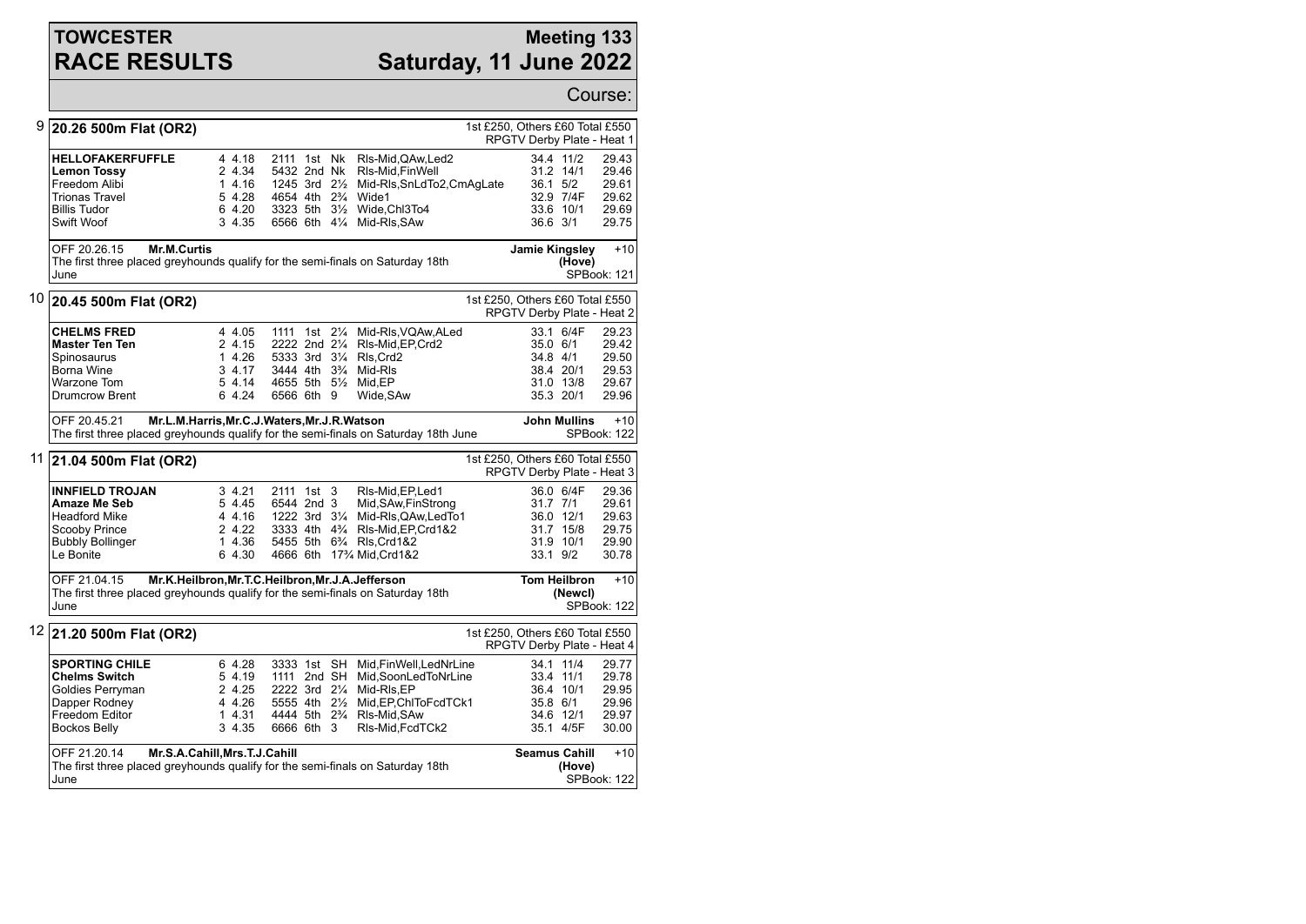# TOWCESTER RACE RESULTS

## Meeting 133 Saturday, 11 June 2022

Course:

### 9 20.26 500m Flat (OR2)

1st £250, Others £60 Total £550
RPGTV Derby Plate - Heat 1

| | | | | | | | | | | |
|---|---|---|---|---|---|---|---|---|---|---|
| **HELLOFAKERFUFFLE** | 4 | 4.18 | 2111 | 1st | Nk | Rls-Mid,QAw,Led2 | 34.4 | 11/2 | 29.43 |
| **Lemon Tossy** | 2 | 4.34 | 5432 | 2nd | Nk | Rls-Mid,FinWell | 31.2 | 14/1 | 29.46 |
| Freedom Alibi | 1 | 4.16 | 1245 | 3rd | 2½ | Mid-Rls,SnLdTo2,CmAgLate | 36.1 | 5/2 | 29.61 |
| Trionas Travel | 5 | 4.28 | 4654 | 4th | 2¾ | Wide1 | 32.9 | 7/4F | 29.62 |
| Billis Tudor | 6 | 4.20 | 3323 | 5th | 3½ | Wide,Chl3To4 | 33.6 | 10/1 | 29.69 |
| Swift Woof | 3 | 4.35 | 6566 | 6th | 4¼ | Mid-Rls,SAw | 36.6 | 3/1 | 29.75 |

OFF 20.26.15 **Mr.M.Curtis** — **Jamie Kingsley (Hove)** +10

The first three placed greyhounds qualify for the semi-finals on Saturday 18th June — SPBook: 121

### 10 20.45 500m Flat (OR2)

1st £250, Others £60 Total £550
RPGTV Derby Plate - Heat 2

| | | | | | | | | | | |
|---|---|---|---|---|---|---|---|---|---|---|
| **CHELMS FRED** | 4 | 4.05 | 1111 | 1st | 2¼ | Mid-Rls,VQAw,ALed | 33.1 | 6/4F | 29.23 |
| **Master Ten Ten** | 2 | 4.15 | 2222 | 2nd | 2¼ | Rls-Mid,EP,Crd2 | 35.0 | 6/1 | 29.42 |
| Spinosaurus | 1 | 4.26 | 5333 | 3rd | 3¼ | Rls,Crd2 | 34.8 | 4/1 | 29.50 |
| Borna Wine | 3 | 4.17 | 3444 | 4th | 3¾ | Mid-Rls | 38.4 | 20/1 | 29.53 |
| Warzone Tom | 5 | 4.14 | 4655 | 5th | 5½ | Mid,EP | 31.0 | 13/8 | 29.67 |
| Drumcrow Brent | 6 | 4.24 | 6566 | 6th | 9 | Wide,SAw | 35.3 | 20/1 | 29.96 |

OFF 20.45.21 **Mr.L.M.Harris,Mr.C.J.Waters,Mr.J.R.Watson** — **John Mullins** +10

The first three placed greyhounds qualify for the semi-finals on Saturday 18th June — SPBook: 122

### 11 21.04 500m Flat (OR2)

1st £250, Others £60 Total £550
RPGTV Derby Plate - Heat 3

| | | | | | | | | | | |
|---|---|---|---|---|---|---|---|---|---|---|
| **INNFIELD TROJAN** | 3 | 4.21 | 2111 | 1st | 3 | Rls-Mid,EP,Led1 | 36.0 | 6/4F | 29.36 |
| **Amaze Me Seb** | 5 | 4.45 | 6544 | 2nd | 3 | Mid,SAw,FinStrong | 31.7 | 7/1 | 29.61 |
| Headford Mike | 4 | 4.16 | 1222 | 3rd | 3¼ | Mid-Rls,QAw,LedTo1 | 36.0 | 12/1 | 29.63 |
| Scooby Prince | 2 | 4.22 | 3333 | 4th | 4¾ | Rls-Mid,EP,Crd1&2 | 31.7 | 15/8 | 29.75 |
| Bubbly Bollinger | 1 | 4.36 | 5455 | 5th | 6¾ | Rls,Crd1&2 | 31.9 | 10/1 | 29.90 |
| Le Bonite | 6 | 4.30 | 4666 | 6th | 17¾ | Mid,Crd1&2 | 33.1 | 9/2 | 30.78 |

OFF 21.04.15 **Mr.K.Heilbron,Mr.T.C.Heilbron,Mr.J.A.Jefferson** — **Tom Heilbron (Newcl)** +10

The first three placed greyhounds qualify for the semi-finals on Saturday 18th June — SPBook: 122

### 12 21.20 500m Flat (OR2)

1st £250, Others £60 Total £550
RPGTV Derby Plate - Heat 4

| | | | | | | | | | | |
|---|---|---|---|---|---|---|---|---|---|---|
| **SPORTING CHILE** | 6 | 4.28 | 3333 | 1st | SH | Mid,FinWell,LedNrLine | 34.1 | 11/4 | 29.77 |
| **Chelms Switch** | 5 | 4.19 | 1111 | 2nd | SH | Mid,SoonLedToNrLine | 33.4 | 11/1 | 29.78 |
| Goldies Perryman | 2 | 4.25 | 2222 | 3rd | 2¼ | Mid-Rls,EP | 36.4 | 10/1 | 29.95 |
| Dapper Rodney | 4 | 4.26 | 5555 | 4th | 2½ | Mid,EP,ChlToFcdTCk1 | 35.8 | 6/1 | 29.96 |
| Freedom Editor | 1 | 4.31 | 4444 | 5th | 2¾ | Rls-Mid,SAw | 34.6 | 12/1 | 29.97 |
| Bockos Belly | 3 | 4.35 | 6666 | 6th | 3 | Rls-Mid,FcdTCk2 | 35.1 | 4/5F | 30.00 |

OFF 21.20.14 **Mr.S.A.Cahill,Mrs.T.J.Cahill** — **Seamus Cahill (Hove)** +10

The first three placed greyhounds qualify for the semi-finals on Saturday 18th June — SPBook: 122